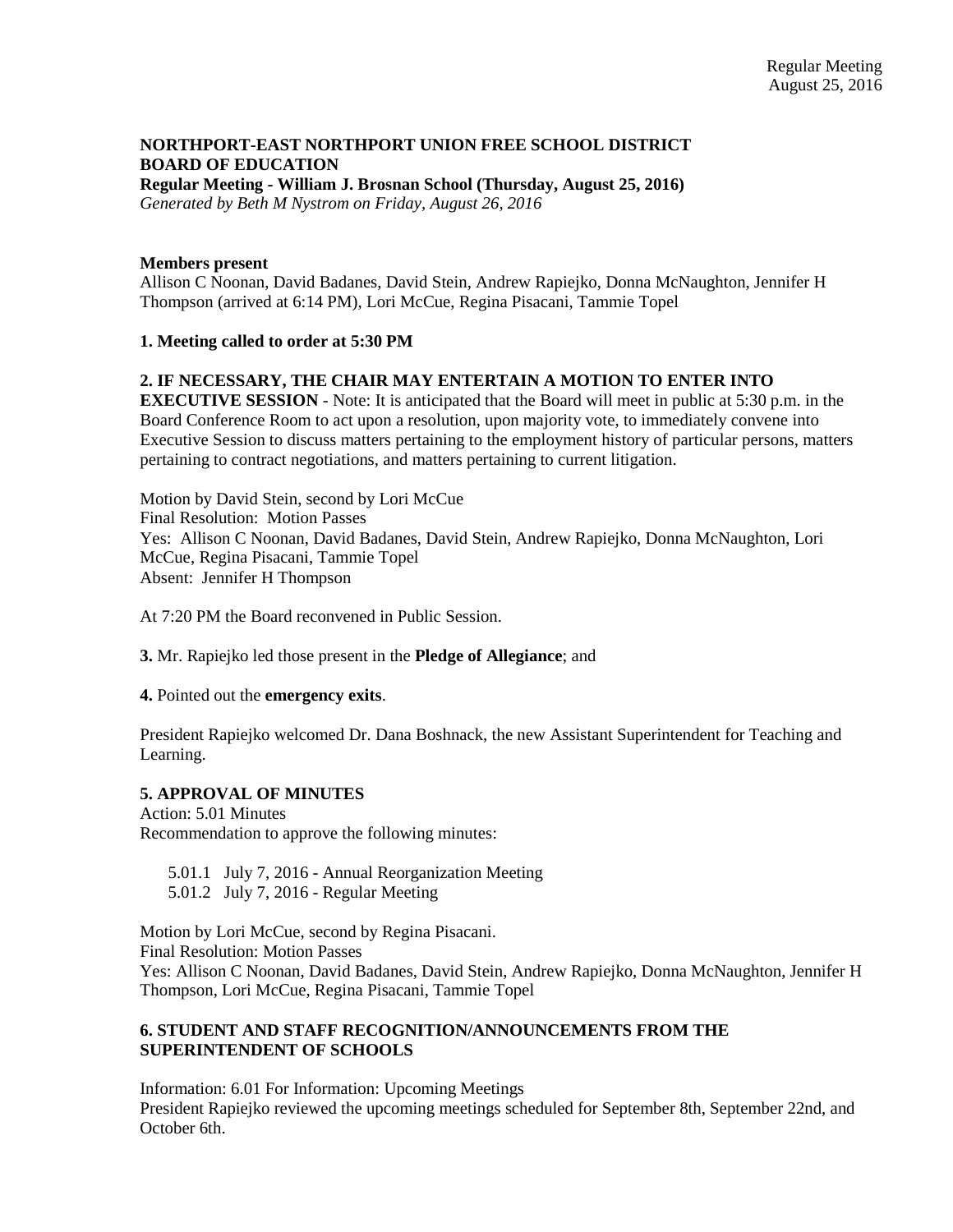**NORTHPORT-EAST NORTHPORT UNION FREE SCHOOL DISTRICT**
**BOARD OF EDUCATION**
**Regular Meeting - William J. Brosnan School (Thursday, August 25, 2016)**
*Generated by Beth M Nystrom on Friday, August 26, 2016*

**Members present**
Allison C Noonan, David Badanes, David Stein, Andrew Rapiejko, Donna McNaughton, Jennifer H Thompson (arrived at 6:14 PM), Lori McCue, Regina Pisacani, Tammie Topel

**1. Meeting called to order at 5:30 PM**

**2. IF NECESSARY, THE CHAIR MAY ENTERTAIN A MOTION TO ENTER INTO EXECUTIVE SESSION** - Note: It is anticipated that the Board will meet in public at 5:30 p.m. in the Board Conference Room to act upon a resolution, upon majority vote, to immediately convene into Executive Session to discuss matters pertaining to the employment history of particular persons, matters pertaining to contract negotiations, and matters pertaining to current litigation.

Motion by David Stein, second by Lori McCue
Final Resolution: Motion Passes
Yes: Allison C Noonan, David Badanes, David Stein, Andrew Rapiejko, Donna McNaughton, Lori McCue, Regina Pisacani, Tammie Topel
Absent: Jennifer H Thompson

At 7:20 PM the Board reconvened in Public Session.

**3.** Mr. Rapiejko led those present in the **Pledge of Allegiance**; and

**4.** Pointed out the **emergency exits**.

President Rapiejko welcomed Dr. Dana Boshnack, the new Assistant Superintendent for Teaching and Learning.

**5. APPROVAL OF MINUTES**
Action: 5.01 Minutes
Recommendation to approve the following minutes:

5.01.1 July 7, 2016 - Annual Reorganization Meeting
5.01.2 July 7, 2016 - Regular Meeting

Motion by Lori McCue, second by Regina Pisacani.
Final Resolution: Motion Passes
Yes: Allison C Noonan, David Badanes, David Stein, Andrew Rapiejko, Donna McNaughton, Jennifer H Thompson, Lori McCue, Regina Pisacani, Tammie Topel

**6. STUDENT AND STAFF RECOGNITION/ANNOUNCEMENTS FROM THE SUPERINTENDENT OF SCHOOLS**

Information: 6.01 For Information: Upcoming Meetings
President Rapiejko reviewed the upcoming meetings scheduled for September 8th, September 22nd, and October 6th.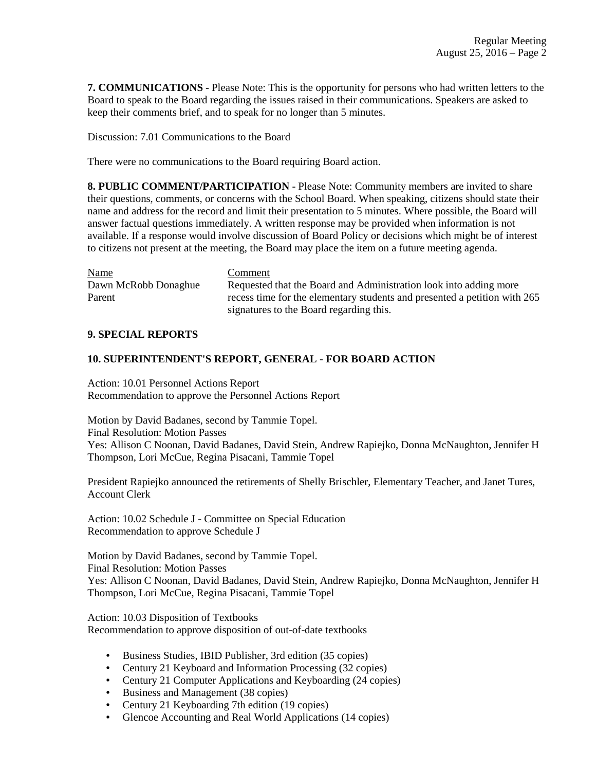**7. COMMUNICATIONS** - Please Note: This is the opportunity for persons who had written letters to the Board to speak to the Board regarding the issues raised in their communications. Speakers are asked to keep their comments brief, and to speak for no longer than 5 minutes.

Discussion: 7.01 Communications to the Board

There were no communications to the Board requiring Board action.

**8. PUBLIC COMMENT/PARTICIPATION** - Please Note: Community members are invited to share their questions, comments, or concerns with the School Board. When speaking, citizens should state their name and address for the record and limit their presentation to 5 minutes. Where possible, the Board will answer factual questions immediately. A written response may be provided when information is not available. If a response would involve discussion of Board Policy or decisions which might be of interest to citizens not present at the meeting, the Board may place the item on a future meeting agenda.

| Name | Comment |
| --- | --- |
| Dawn McRobb Donaghue<br>Parent | Requested that the Board and Administration look into adding more recess time for the elementary students and presented a petition with 265 signatures to the Board regarding this. |

**9. SPECIAL REPORTS**

**10. SUPERINTENDENT'S REPORT, GENERAL - FOR BOARD ACTION**

Action: 10.01 Personnel Actions Report
Recommendation to approve the Personnel Actions Report

Motion by David Badanes, second by Tammie Topel.
Final Resolution: Motion Passes
Yes: Allison C Noonan, David Badanes, David Stein, Andrew Rapiejko, Donna McNaughton, Jennifer H Thompson, Lori McCue, Regina Pisacani, Tammie Topel

President Rapiejko announced the retirements of Shelly Brischler, Elementary Teacher, and Janet Tures, Account Clerk

Action: 10.02 Schedule J - Committee on Special Education
Recommendation to approve Schedule J

Motion by David Badanes, second by Tammie Topel.
Final Resolution: Motion Passes
Yes: Allison C Noonan, David Badanes, David Stein, Andrew Rapiejko, Donna McNaughton, Jennifer H Thompson, Lori McCue, Regina Pisacani, Tammie Topel

Action: 10.03 Disposition of Textbooks
Recommendation to approve disposition of out-of-date textbooks

- Business Studies, IBID Publisher, 3rd edition (35 copies)
- Century 21 Keyboard and Information Processing (32 copies)
- Century 21 Computer Applications and Keyboarding (24 copies)
- Business and Management (38 copies)
- Century 21 Keyboarding 7th edition (19 copies)
- Glencoe Accounting and Real World Applications (14 copies)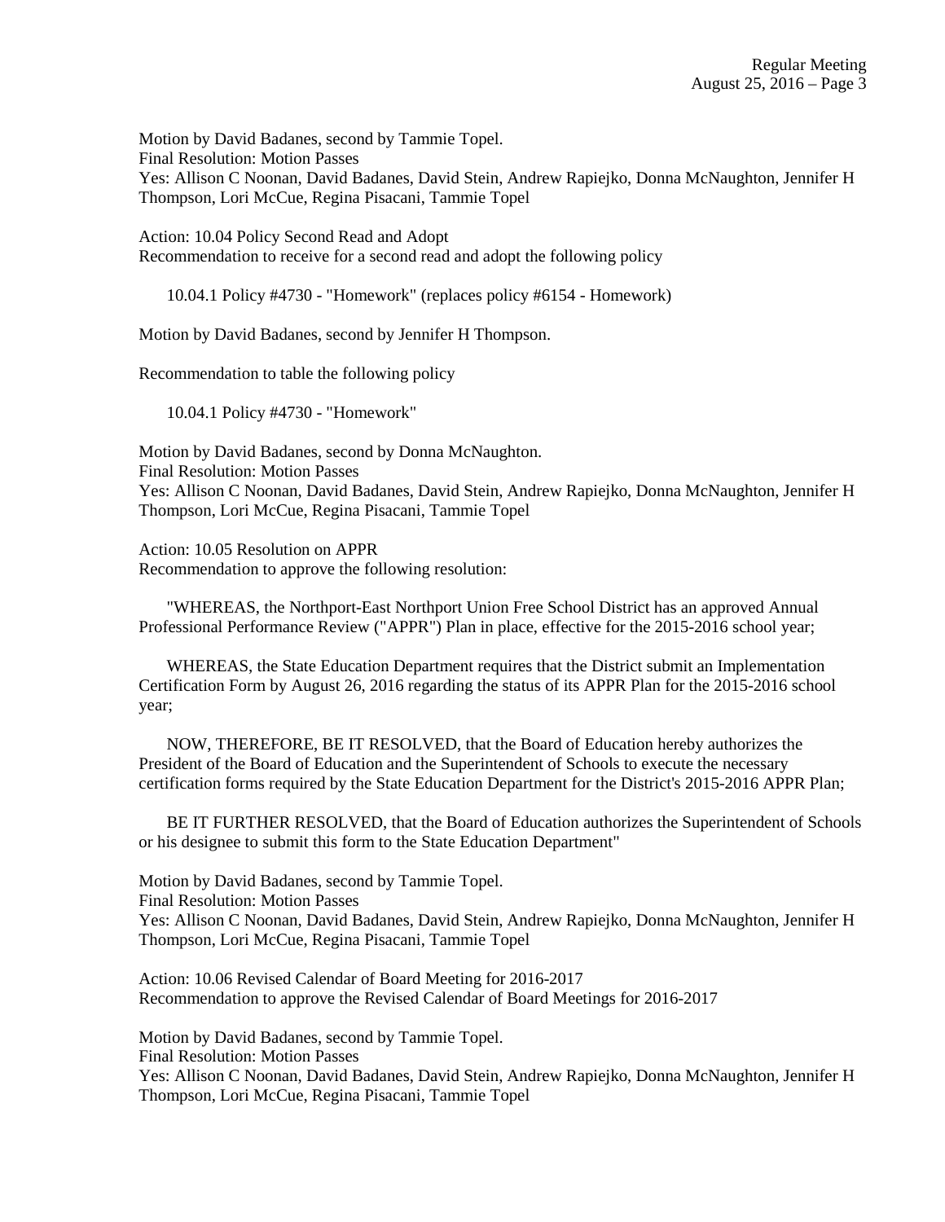Motion by David Badanes, second by Tammie Topel.
Final Resolution: Motion Passes
Yes: Allison C Noonan, David Badanes, David Stein, Andrew Rapiejko, Donna McNaughton, Jennifer H Thompson, Lori McCue, Regina Pisacani, Tammie Topel

Action: 10.04 Policy Second Read and Adopt
Recommendation to receive for a second read and adopt the following policy

10.04.1 Policy #4730 - "Homework" (replaces policy #6154 - Homework)

Motion by David Badanes, second by Jennifer H Thompson.

Recommendation to table the following policy

10.04.1 Policy #4730 - "Homework"

Motion by David Badanes, second by Donna McNaughton.
Final Resolution: Motion Passes
Yes: Allison C Noonan, David Badanes, David Stein, Andrew Rapiejko, Donna McNaughton, Jennifer H Thompson, Lori McCue, Regina Pisacani, Tammie Topel

Action: 10.05 Resolution on APPR
Recommendation to approve the following resolution:

"WHEREAS, the Northport-East Northport Union Free School District has an approved Annual Professional Performance Review ("APPR") Plan in place, effective for the 2015-2016 school year;

WHEREAS, the State Education Department requires that the District submit an Implementation Certification Form by August 26, 2016 regarding the status of its APPR Plan for the 2015-2016 school year;

NOW, THEREFORE, BE IT RESOLVED, that the Board of Education hereby authorizes the President of the Board of Education and the Superintendent of Schools to execute the necessary certification forms required by the State Education Department for the District's 2015-2016 APPR Plan;

BE IT FURTHER RESOLVED, that the Board of Education authorizes the Superintendent of Schools or his designee to submit this form to the State Education Department"

Motion by David Badanes, second by Tammie Topel.
Final Resolution: Motion Passes
Yes: Allison C Noonan, David Badanes, David Stein, Andrew Rapiejko, Donna McNaughton, Jennifer H Thompson, Lori McCue, Regina Pisacani, Tammie Topel

Action: 10.06 Revised Calendar of Board Meeting for 2016-2017
Recommendation to approve the Revised Calendar of Board Meetings for 2016-2017

Motion by David Badanes, second by Tammie Topel.
Final Resolution: Motion Passes
Yes: Allison C Noonan, David Badanes, David Stein, Andrew Rapiejko, Donna McNaughton, Jennifer H Thompson, Lori McCue, Regina Pisacani, Tammie Topel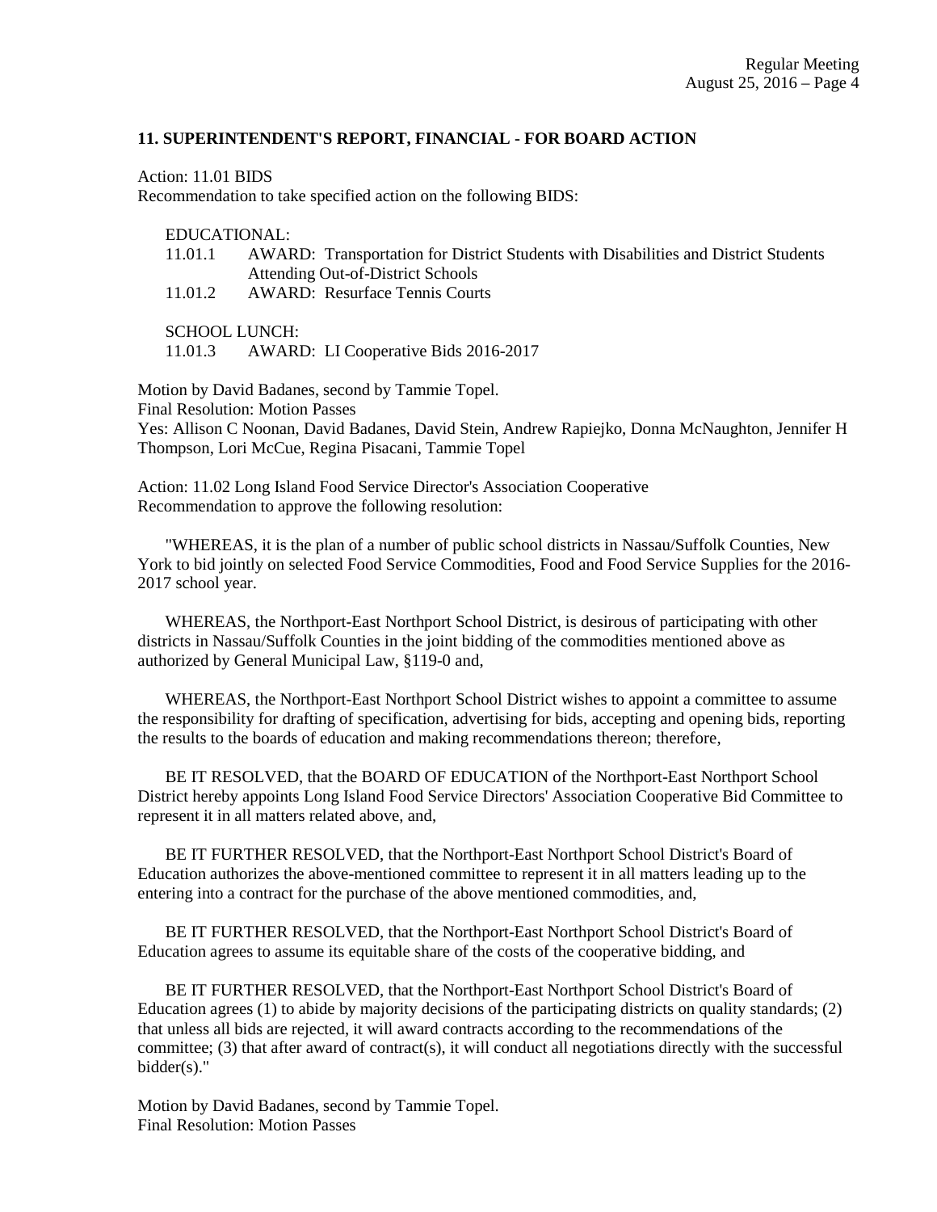## 11. SUPERINTENDENT'S REPORT, FINANCIAL - FOR BOARD ACTION

Action: 11.01 BIDS
Recommendation to take specified action on the following BIDS:

EDUCATIONAL:
11.01.1 AWARD: Transportation for District Students with Disabilities and District Students Attending Out-of-District Schools
11.01.2 AWARD: Resurface Tennis Courts

SCHOOL LUNCH:
11.01.3 AWARD: LI Cooperative Bids 2016-2017

Motion by David Badanes, second by Tammie Topel.
Final Resolution: Motion Passes
Yes: Allison C Noonan, David Badanes, David Stein, Andrew Rapiejko, Donna McNaughton, Jennifer H Thompson, Lori McCue, Regina Pisacani, Tammie Topel

Action: 11.02 Long Island Food Service Director's Association Cooperative
Recommendation to approve the following resolution:

"WHEREAS, it is the plan of a number of public school districts in Nassau/Suffolk Counties, New York to bid jointly on selected Food Service Commodities, Food and Food Service Supplies for the 2016-2017 school year.

WHEREAS, the Northport-East Northport School District, is desirous of participating with other districts in Nassau/Suffolk Counties in the joint bidding of the commodities mentioned above as authorized by General Municipal Law, §119-0 and,

WHEREAS, the Northport-East Northport School District wishes to appoint a committee to assume the responsibility for drafting of specification, advertising for bids, accepting and opening bids, reporting the results to the boards of education and making recommendations thereon; therefore,

BE IT RESOLVED, that the BOARD OF EDUCATION of the Northport-East Northport School District hereby appoints Long Island Food Service Directors' Association Cooperative Bid Committee to represent it in all matters related above, and,

BE IT FURTHER RESOLVED, that the Northport-East Northport School District's Board of Education authorizes the above-mentioned committee to represent it in all matters leading up to the entering into a contract for the purchase of the above mentioned commodities, and,

BE IT FURTHER RESOLVED, that the Northport-East Northport School District's Board of Education agrees to assume its equitable share of the costs of the cooperative bidding, and

BE IT FURTHER RESOLVED, that the Northport-East Northport School District's Board of Education agrees (1) to abide by majority decisions of the participating districts on quality standards; (2) that unless all bids are rejected, it will award contracts according to the recommendations of the committee; (3) that after award of contract(s), it will conduct all negotiations directly with the successful bidder(s)."

Motion by David Badanes, second by Tammie Topel.
Final Resolution: Motion Passes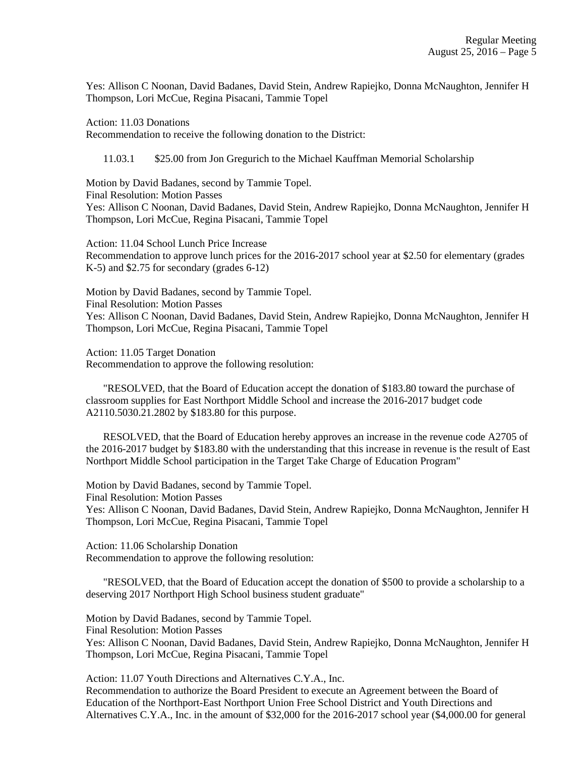Yes: Allison C Noonan, David Badanes, David Stein, Andrew Rapiejko, Donna McNaughton, Jennifer H Thompson, Lori McCue, Regina Pisacani, Tammie Topel

Action: 11.03 Donations
Recommendation to receive the following donation to the District:

11.03.1 $25.00 from Jon Gregurich to the Michael Kauffman Memorial Scholarship

Motion by David Badanes, second by Tammie Topel.
Final Resolution: Motion Passes
Yes: Allison C Noonan, David Badanes, David Stein, Andrew Rapiejko, Donna McNaughton, Jennifer H Thompson, Lori McCue, Regina Pisacani, Tammie Topel

Action: 11.04 School Lunch Price Increase
Recommendation to approve lunch prices for the 2016-2017 school year at $2.50 for elementary (grades K-5) and $2.75 for secondary (grades 6-12)

Motion by David Badanes, second by Tammie Topel.
Final Resolution: Motion Passes
Yes: Allison C Noonan, David Badanes, David Stein, Andrew Rapiejko, Donna McNaughton, Jennifer H Thompson, Lori McCue, Regina Pisacani, Tammie Topel

Action: 11.05 Target Donation
Recommendation to approve the following resolution:

"RESOLVED, that the Board of Education accept the donation of $183.80 toward the purchase of classroom supplies for East Northport Middle School and increase the 2016-2017 budget code A2110.5030.21.2802 by $183.80 for this purpose.

RESOLVED, that the Board of Education hereby approves an increase in the revenue code A2705 of the 2016-2017 budget by $183.80 with the understanding that this increase in revenue is the result of East Northport Middle School participation in the Target Take Charge of Education Program"

Motion by David Badanes, second by Tammie Topel.
Final Resolution: Motion Passes
Yes: Allison C Noonan, David Badanes, David Stein, Andrew Rapiejko, Donna McNaughton, Jennifer H Thompson, Lori McCue, Regina Pisacani, Tammie Topel

Action: 11.06 Scholarship Donation
Recommendation to approve the following resolution:

"RESOLVED, that the Board of Education accept the donation of $500 to provide a scholarship to a deserving 2017 Northport High School business student graduate"

Motion by David Badanes, second by Tammie Topel.
Final Resolution: Motion Passes
Yes: Allison C Noonan, David Badanes, David Stein, Andrew Rapiejko, Donna McNaughton, Jennifer H Thompson, Lori McCue, Regina Pisacani, Tammie Topel

Action: 11.07 Youth Directions and Alternatives C.Y.A., Inc.
Recommendation to authorize the Board President to execute an Agreement between the Board of Education of the Northport-East Northport Union Free School District and Youth Directions and Alternatives C.Y.A., Inc. in the amount of $32,000 for the 2016-2017 school year ($4,000.00 for general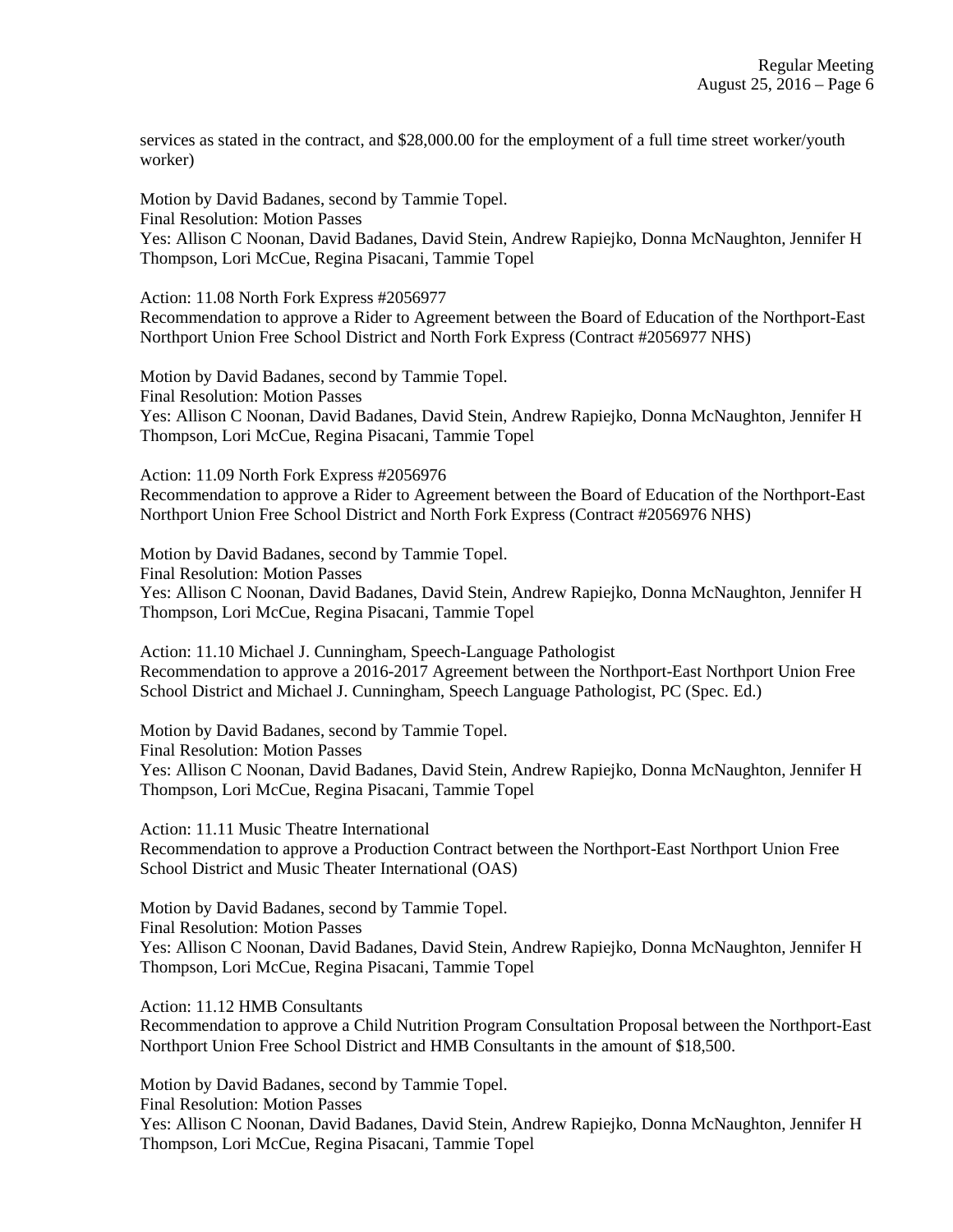services as stated in the contract, and $28,000.00 for the employment of a full time street worker/youth worker)

Motion by David Badanes, second by Tammie Topel.
Final Resolution: Motion Passes
Yes: Allison C Noonan, David Badanes, David Stein, Andrew Rapiejko, Donna McNaughton, Jennifer H Thompson, Lori McCue, Regina Pisacani, Tammie Topel

Action: 11.08 North Fork Express #2056977
Recommendation to approve a Rider to Agreement between the Board of Education of the Northport-East Northport Union Free School District and North Fork Express (Contract #2056977 NHS)

Motion by David Badanes, second by Tammie Topel.
Final Resolution: Motion Passes
Yes: Allison C Noonan, David Badanes, David Stein, Andrew Rapiejko, Donna McNaughton, Jennifer H Thompson, Lori McCue, Regina Pisacani, Tammie Topel

Action: 11.09 North Fork Express #2056976
Recommendation to approve a Rider to Agreement between the Board of Education of the Northport-East Northport Union Free School District and North Fork Express (Contract #2056976 NHS)

Motion by David Badanes, second by Tammie Topel.
Final Resolution: Motion Passes
Yes: Allison C Noonan, David Badanes, David Stein, Andrew Rapiejko, Donna McNaughton, Jennifer H Thompson, Lori McCue, Regina Pisacani, Tammie Topel

Action: 11.10 Michael J. Cunningham, Speech-Language Pathologist
Recommendation to approve a 2016-2017 Agreement between the Northport-East Northport Union Free School District and Michael J. Cunningham, Speech Language Pathologist, PC (Spec. Ed.)

Motion by David Badanes, second by Tammie Topel.
Final Resolution: Motion Passes
Yes: Allison C Noonan, David Badanes, David Stein, Andrew Rapiejko, Donna McNaughton, Jennifer H Thompson, Lori McCue, Regina Pisacani, Tammie Topel

Action: 11.11 Music Theatre International
Recommendation to approve a Production Contract between the Northport-East Northport Union Free School District and Music Theater International (OAS)

Motion by David Badanes, second by Tammie Topel.
Final Resolution: Motion Passes
Yes: Allison C Noonan, David Badanes, David Stein, Andrew Rapiejko, Donna McNaughton, Jennifer H Thompson, Lori McCue, Regina Pisacani, Tammie Topel

Action: 11.12 HMB Consultants
Recommendation to approve a Child Nutrition Program Consultation Proposal between the Northport-East Northport Union Free School District and HMB Consultants in the amount of $18,500.

Motion by David Badanes, second by Tammie Topel.
Final Resolution: Motion Passes
Yes: Allison C Noonan, David Badanes, David Stein, Andrew Rapiejko, Donna McNaughton, Jennifer H Thompson, Lori McCue, Regina Pisacani, Tammie Topel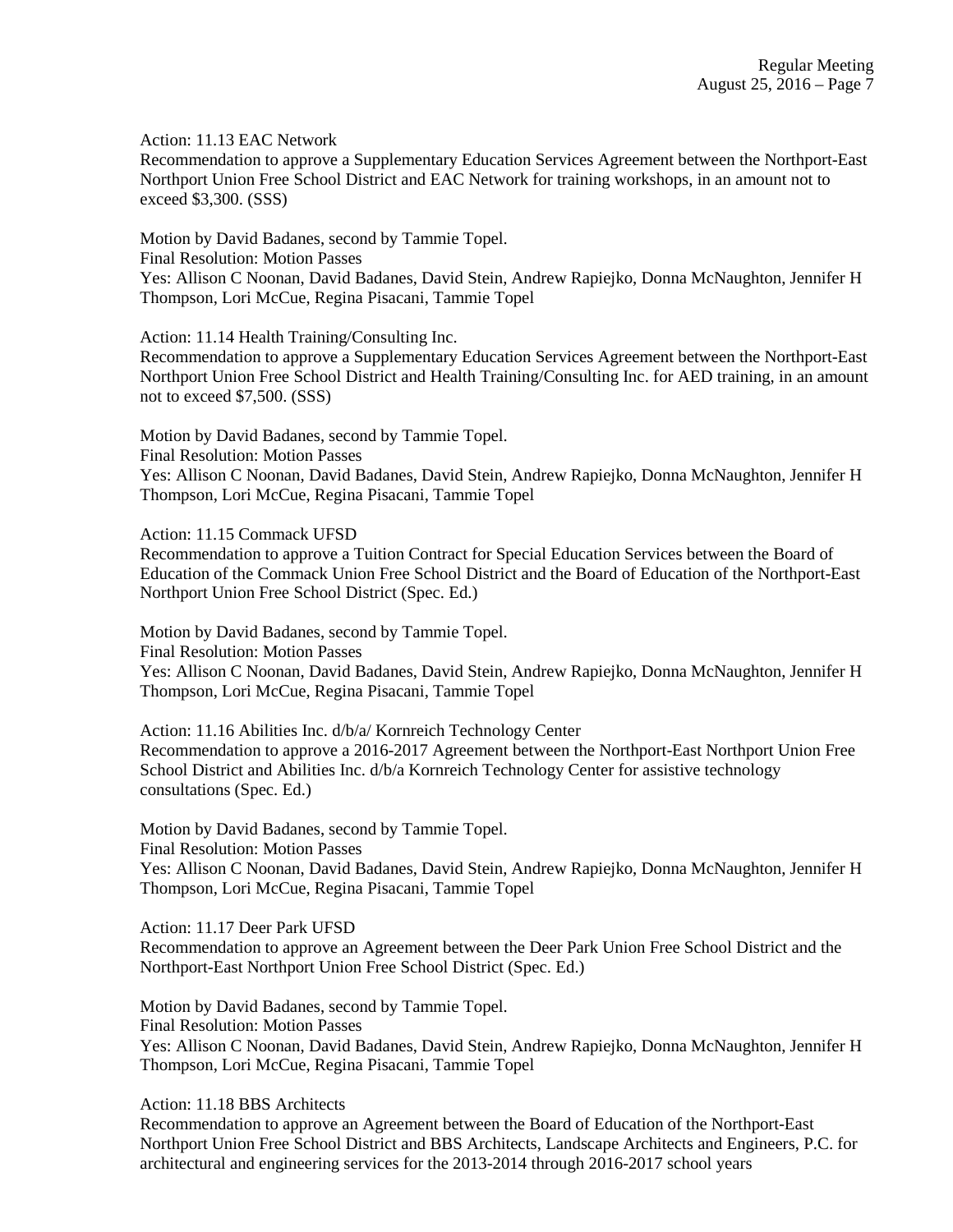Action: 11.13 EAC Network
Recommendation to approve a Supplementary Education Services Agreement between the Northport-East Northport Union Free School District and EAC Network for training workshops, in an amount not to exceed $3,300. (SSS)

Motion by David Badanes, second by Tammie Topel.
Final Resolution: Motion Passes
Yes: Allison C Noonan, David Badanes, David Stein, Andrew Rapiejko, Donna McNaughton, Jennifer H Thompson, Lori McCue, Regina Pisacani, Tammie Topel

Action: 11.14 Health Training/Consulting Inc.
Recommendation to approve a Supplementary Education Services Agreement between the Northport-East Northport Union Free School District and Health Training/Consulting Inc. for AED training, in an amount not to exceed $7,500. (SSS)

Motion by David Badanes, second by Tammie Topel.
Final Resolution: Motion Passes
Yes: Allison C Noonan, David Badanes, David Stein, Andrew Rapiejko, Donna McNaughton, Jennifer H Thompson, Lori McCue, Regina Pisacani, Tammie Topel

Action: 11.15 Commack UFSD
Recommendation to approve a Tuition Contract for Special Education Services between the Board of Education of the Commack Union Free School District and the Board of Education of the Northport-East Northport Union Free School District (Spec. Ed.)

Motion by David Badanes, second by Tammie Topel.
Final Resolution: Motion Passes
Yes: Allison C Noonan, David Badanes, David Stein, Andrew Rapiejko, Donna McNaughton, Jennifer H Thompson, Lori McCue, Regina Pisacani, Tammie Topel

Action: 11.16 Abilities Inc. d/b/a/ Kornreich Technology Center
Recommendation to approve a 2016-2017 Agreement between the Northport-East Northport Union Free School District and Abilities Inc. d/b/a Kornreich Technology Center for assistive technology consultations (Spec. Ed.)

Motion by David Badanes, second by Tammie Topel.
Final Resolution: Motion Passes
Yes: Allison C Noonan, David Badanes, David Stein, Andrew Rapiejko, Donna McNaughton, Jennifer H Thompson, Lori McCue, Regina Pisacani, Tammie Topel

Action: 11.17 Deer Park UFSD
Recommendation to approve an Agreement between the Deer Park Union Free School District and the Northport-East Northport Union Free School District (Spec. Ed.)

Motion by David Badanes, second by Tammie Topel.
Final Resolution: Motion Passes
Yes: Allison C Noonan, David Badanes, David Stein, Andrew Rapiejko, Donna McNaughton, Jennifer H Thompson, Lori McCue, Regina Pisacani, Tammie Topel

Action: 11.18 BBS Architects
Recommendation to approve an Agreement between the Board of Education of the Northport-East Northport Union Free School District and BBS Architects, Landscape Architects and Engineers, P.C. for architectural and engineering services for the 2013-2014 through 2016-2017 school years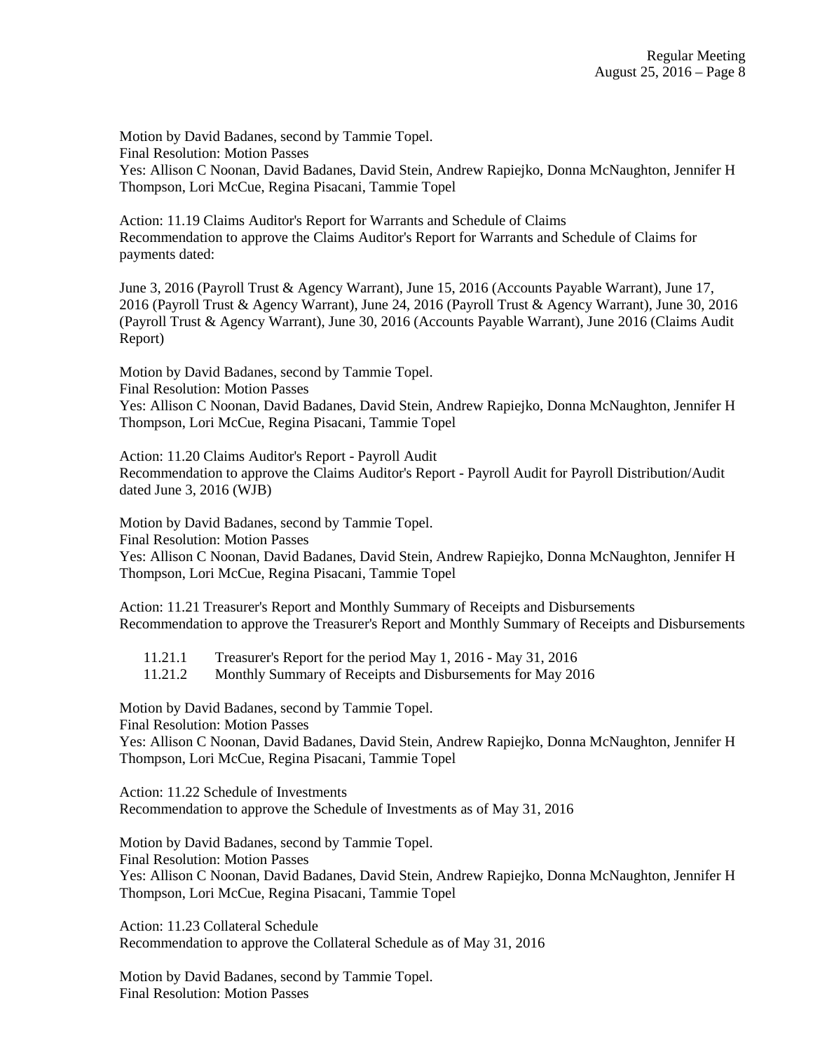Motion by David Badanes, second by Tammie Topel.
Final Resolution: Motion Passes
Yes: Allison C Noonan, David Badanes, David Stein, Andrew Rapiejko, Donna McNaughton, Jennifer H Thompson, Lori McCue, Regina Pisacani, Tammie Topel

Action: 11.19 Claims Auditor's Report for Warrants and Schedule of Claims
Recommendation to approve the Claims Auditor's Report for Warrants and Schedule of Claims for payments dated:

June 3, 2016 (Payroll Trust & Agency Warrant), June 15, 2016 (Accounts Payable Warrant), June 17, 2016 (Payroll Trust & Agency Warrant), June 24, 2016 (Payroll Trust & Agency Warrant), June 30, 2016 (Payroll Trust & Agency Warrant), June 30, 2016 (Accounts Payable Warrant), June 2016 (Claims Audit Report)

Motion by David Badanes, second by Tammie Topel.
Final Resolution: Motion Passes
Yes: Allison C Noonan, David Badanes, David Stein, Andrew Rapiejko, Donna McNaughton, Jennifer H Thompson, Lori McCue, Regina Pisacani, Tammie Topel

Action: 11.20 Claims Auditor's Report - Payroll Audit
Recommendation to approve the Claims Auditor's Report - Payroll Audit for Payroll Distribution/Audit dated June 3, 2016 (WJB)

Motion by David Badanes, second by Tammie Topel.
Final Resolution: Motion Passes
Yes: Allison C Noonan, David Badanes, David Stein, Andrew Rapiejko, Donna McNaughton, Jennifer H Thompson, Lori McCue, Regina Pisacani, Tammie Topel

Action: 11.21 Treasurer's Report and Monthly Summary of Receipts and Disbursements
Recommendation to approve the Treasurer's Report and Monthly Summary of Receipts and Disbursements

- 11.21.1 Treasurer's Report for the period May 1, 2016 - May 31, 2016
- 11.21.2 Monthly Summary of Receipts and Disbursements for May 2016

Motion by David Badanes, second by Tammie Topel.
Final Resolution: Motion Passes
Yes: Allison C Noonan, David Badanes, David Stein, Andrew Rapiejko, Donna McNaughton, Jennifer H Thompson, Lori McCue, Regina Pisacani, Tammie Topel

Action: 11.22 Schedule of Investments
Recommendation to approve the Schedule of Investments as of May 31, 2016

Motion by David Badanes, second by Tammie Topel.
Final Resolution: Motion Passes
Yes: Allison C Noonan, David Badanes, David Stein, Andrew Rapiejko, Donna McNaughton, Jennifer H Thompson, Lori McCue, Regina Pisacani, Tammie Topel

Action: 11.23 Collateral Schedule
Recommendation to approve the Collateral Schedule as of May 31, 2016

Motion by David Badanes, second by Tammie Topel.
Final Resolution: Motion Passes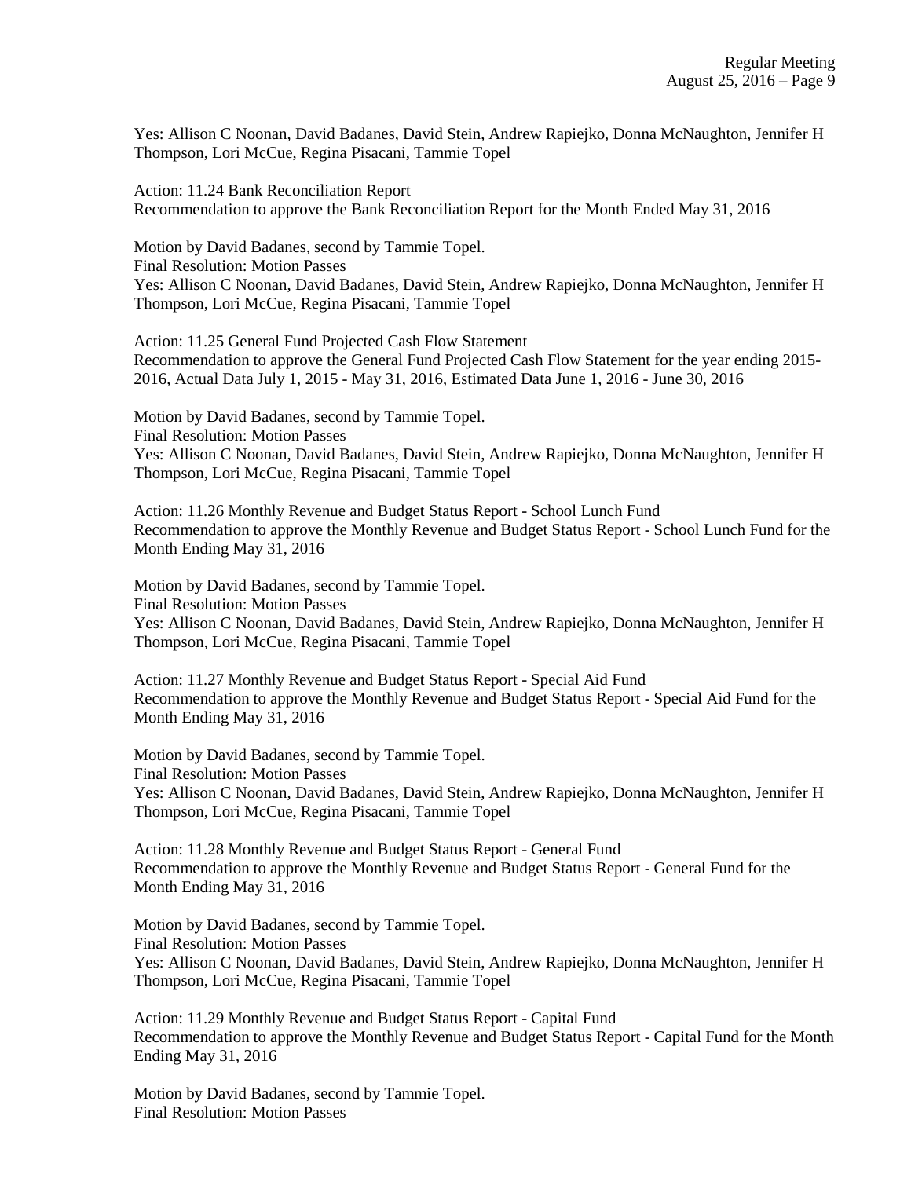Yes: Allison C Noonan, David Badanes, David Stein, Andrew Rapiejko, Donna McNaughton, Jennifer H Thompson, Lori McCue, Regina Pisacani, Tammie Topel

Action: 11.24 Bank Reconciliation Report
Recommendation to approve the Bank Reconciliation Report for the Month Ended May 31, 2016

Motion by David Badanes, second by Tammie Topel.
Final Resolution: Motion Passes
Yes: Allison C Noonan, David Badanes, David Stein, Andrew Rapiejko, Donna McNaughton, Jennifer H Thompson, Lori McCue, Regina Pisacani, Tammie Topel

Action: 11.25 General Fund Projected Cash Flow Statement
Recommendation to approve the General Fund Projected Cash Flow Statement for the year ending 2015-2016, Actual Data July 1, 2015 - May 31, 2016, Estimated Data June 1, 2016 - June 30, 2016

Motion by David Badanes, second by Tammie Topel.
Final Resolution: Motion Passes
Yes: Allison C Noonan, David Badanes, David Stein, Andrew Rapiejko, Donna McNaughton, Jennifer H Thompson, Lori McCue, Regina Pisacani, Tammie Topel

Action: 11.26 Monthly Revenue and Budget Status Report - School Lunch Fund
Recommendation to approve the Monthly Revenue and Budget Status Report - School Lunch Fund for the Month Ending May 31, 2016

Motion by David Badanes, second by Tammie Topel.
Final Resolution: Motion Passes
Yes: Allison C Noonan, David Badanes, David Stein, Andrew Rapiejko, Donna McNaughton, Jennifer H Thompson, Lori McCue, Regina Pisacani, Tammie Topel

Action: 11.27 Monthly Revenue and Budget Status Report - Special Aid Fund
Recommendation to approve the Monthly Revenue and Budget Status Report - Special Aid Fund for the Month Ending May 31, 2016

Motion by David Badanes, second by Tammie Topel.
Final Resolution: Motion Passes
Yes: Allison C Noonan, David Badanes, David Stein, Andrew Rapiejko, Donna McNaughton, Jennifer H Thompson, Lori McCue, Regina Pisacani, Tammie Topel

Action: 11.28 Monthly Revenue and Budget Status Report - General Fund
Recommendation to approve the Monthly Revenue and Budget Status Report - General Fund for the Month Ending May 31, 2016

Motion by David Badanes, second by Tammie Topel.
Final Resolution: Motion Passes
Yes: Allison C Noonan, David Badanes, David Stein, Andrew Rapiejko, Donna McNaughton, Jennifer H Thompson, Lori McCue, Regina Pisacani, Tammie Topel

Action: 11.29 Monthly Revenue and Budget Status Report - Capital Fund
Recommendation to approve the Monthly Revenue and Budget Status Report - Capital Fund for the Month Ending May 31, 2016

Motion by David Badanes, second by Tammie Topel.
Final Resolution: Motion Passes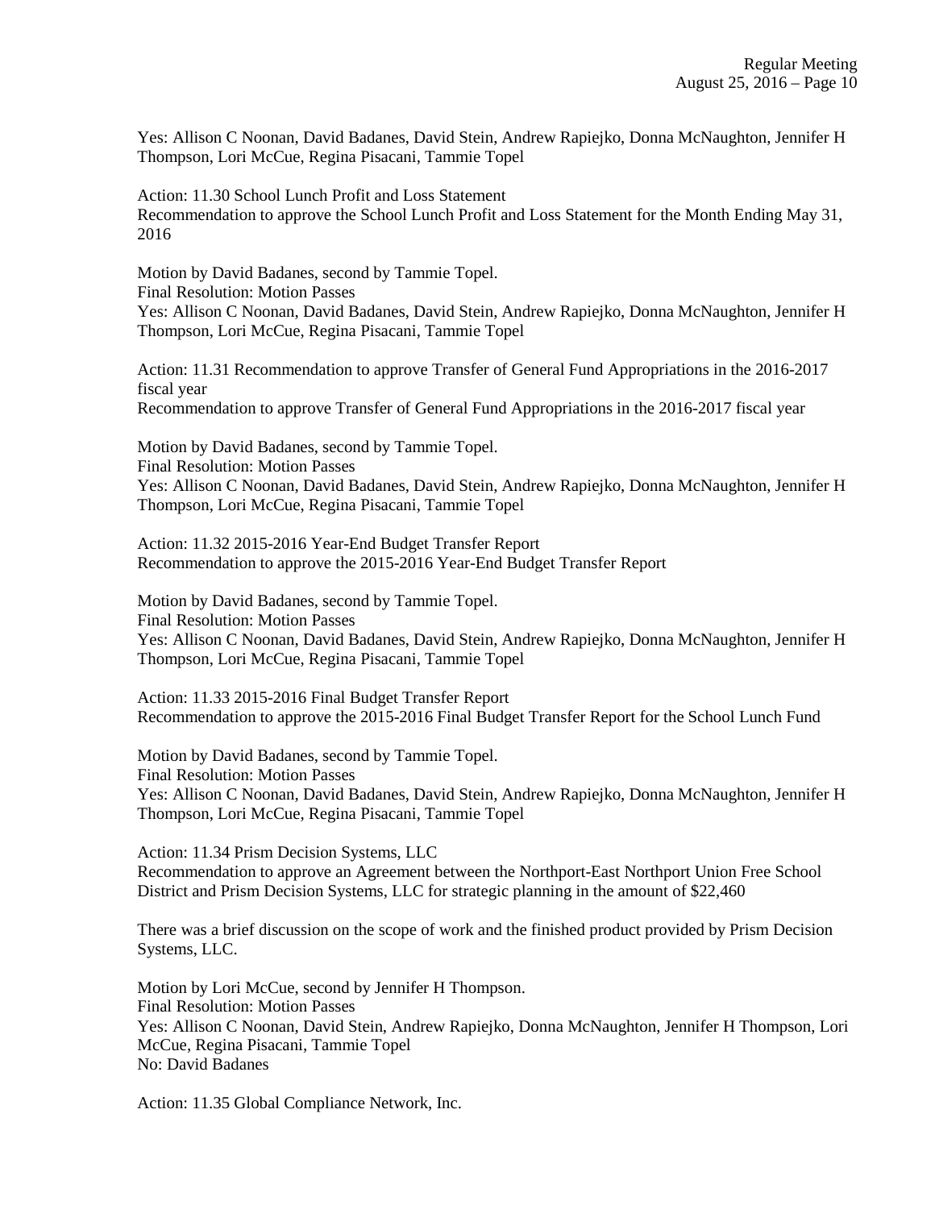Yes: Allison C Noonan, David Badanes, David Stein, Andrew Rapiejko, Donna McNaughton, Jennifer H Thompson, Lori McCue, Regina Pisacani, Tammie Topel

Action: 11.30 School Lunch Profit and Loss Statement
Recommendation to approve the School Lunch Profit and Loss Statement for the Month Ending May 31, 2016

Motion by David Badanes, second by Tammie Topel.
Final Resolution: Motion Passes
Yes: Allison C Noonan, David Badanes, David Stein, Andrew Rapiejko, Donna McNaughton, Jennifer H Thompson, Lori McCue, Regina Pisacani, Tammie Topel

Action: 11.31 Recommendation to approve Transfer of General Fund Appropriations in the 2016-2017 fiscal year
Recommendation to approve Transfer of General Fund Appropriations in the 2016-2017 fiscal year

Motion by David Badanes, second by Tammie Topel.
Final Resolution: Motion Passes
Yes: Allison C Noonan, David Badanes, David Stein, Andrew Rapiejko, Donna McNaughton, Jennifer H Thompson, Lori McCue, Regina Pisacani, Tammie Topel

Action: 11.32 2015-2016 Year-End Budget Transfer Report
Recommendation to approve the 2015-2016 Year-End Budget Transfer Report

Motion by David Badanes, second by Tammie Topel.
Final Resolution: Motion Passes
Yes: Allison C Noonan, David Badanes, David Stein, Andrew Rapiejko, Donna McNaughton, Jennifer H Thompson, Lori McCue, Regina Pisacani, Tammie Topel

Action: 11.33 2015-2016 Final Budget Transfer Report
Recommendation to approve the 2015-2016 Final Budget Transfer Report for the School Lunch Fund

Motion by David Badanes, second by Tammie Topel.
Final Resolution: Motion Passes
Yes: Allison C Noonan, David Badanes, David Stein, Andrew Rapiejko, Donna McNaughton, Jennifer H Thompson, Lori McCue, Regina Pisacani, Tammie Topel

Action: 11.34 Prism Decision Systems, LLC
Recommendation to approve an Agreement between the Northport-East Northport Union Free School District and Prism Decision Systems, LLC for strategic planning in the amount of $22,460

There was a brief discussion on the scope of work and the finished product provided by Prism Decision Systems, LLC.

Motion by Lori McCue, second by Jennifer H Thompson.
Final Resolution: Motion Passes
Yes: Allison C Noonan, David Stein, Andrew Rapiejko, Donna McNaughton, Jennifer H Thompson, Lori McCue, Regina Pisacani, Tammie Topel
No: David Badanes

Action: 11.35 Global Compliance Network, Inc.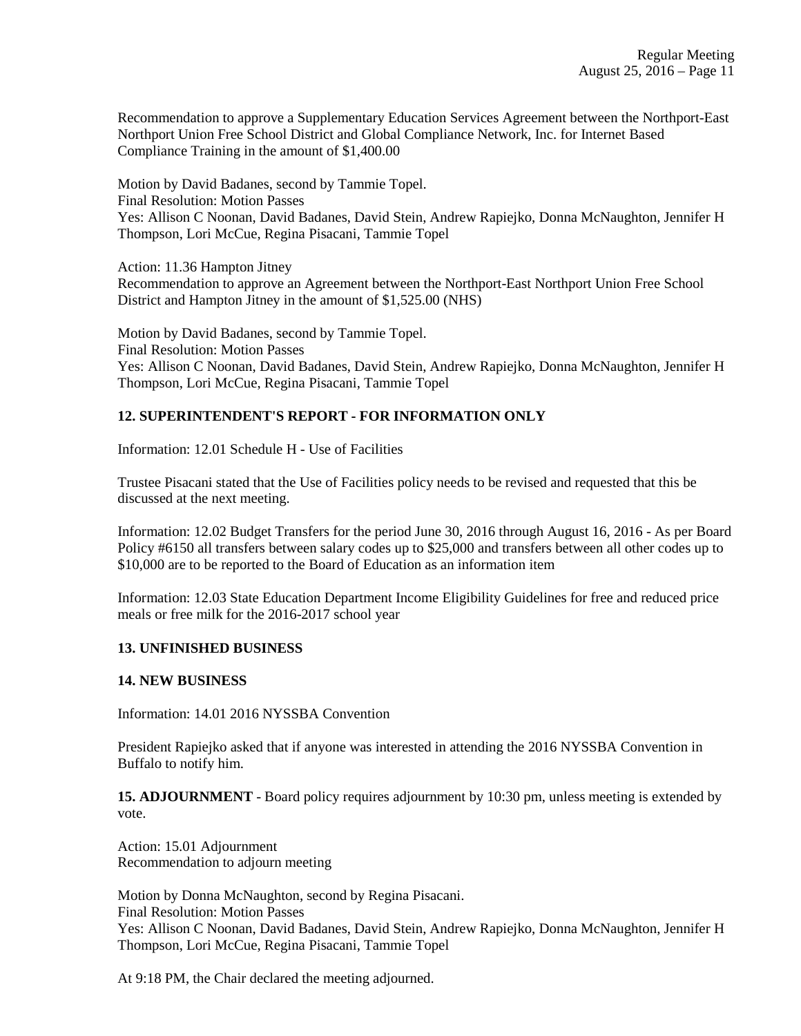Recommendation to approve a Supplementary Education Services Agreement between the Northport-East Northport Union Free School District and Global Compliance Network, Inc. for Internet Based Compliance Training in the amount of $1,400.00

Motion by David Badanes, second by Tammie Topel.
Final Resolution: Motion Passes
Yes: Allison C Noonan, David Badanes, David Stein, Andrew Rapiejko, Donna McNaughton, Jennifer H Thompson, Lori McCue, Regina Pisacani, Tammie Topel

Action: 11.36 Hampton Jitney
Recommendation to approve an Agreement between the Northport-East Northport Union Free School District and Hampton Jitney in the amount of $1,525.00 (NHS)

Motion by David Badanes, second by Tammie Topel.
Final Resolution: Motion Passes
Yes: Allison C Noonan, David Badanes, David Stein, Andrew Rapiejko, Donna McNaughton, Jennifer H Thompson, Lori McCue, Regina Pisacani, Tammie Topel

**12. SUPERINTENDENT'S REPORT - FOR INFORMATION ONLY**

Information: 12.01 Schedule H - Use of Facilities

Trustee Pisacani stated that the Use of Facilities policy needs to be revised and requested that this be discussed at the next meeting.

Information: 12.02 Budget Transfers for the period June 30, 2016 through August 16, 2016 - As per Board Policy #6150 all transfers between salary codes up to $25,000 and transfers between all other codes up to $10,000 are to be reported to the Board of Education as an information item

Information: 12.03 State Education Department Income Eligibility Guidelines for free and reduced price meals or free milk for the 2016-2017 school year

**13. UNFINISHED BUSINESS**

**14. NEW BUSINESS**

Information: 14.01 2016 NYSSBA Convention

President Rapiejko asked that if anyone was interested in attending the 2016 NYSSBA Convention in Buffalo to notify him.

**15. ADJOURNMENT** - Board policy requires adjournment by 10:30 pm, unless meeting is extended by vote.

Action: 15.01 Adjournment
Recommendation to adjourn meeting

Motion by Donna McNaughton, second by Regina Pisacani.
Final Resolution: Motion Passes
Yes: Allison C Noonan, David Badanes, David Stein, Andrew Rapiejko, Donna McNaughton, Jennifer H Thompson, Lori McCue, Regina Pisacani, Tammie Topel

At 9:18 PM, the Chair declared the meeting adjourned.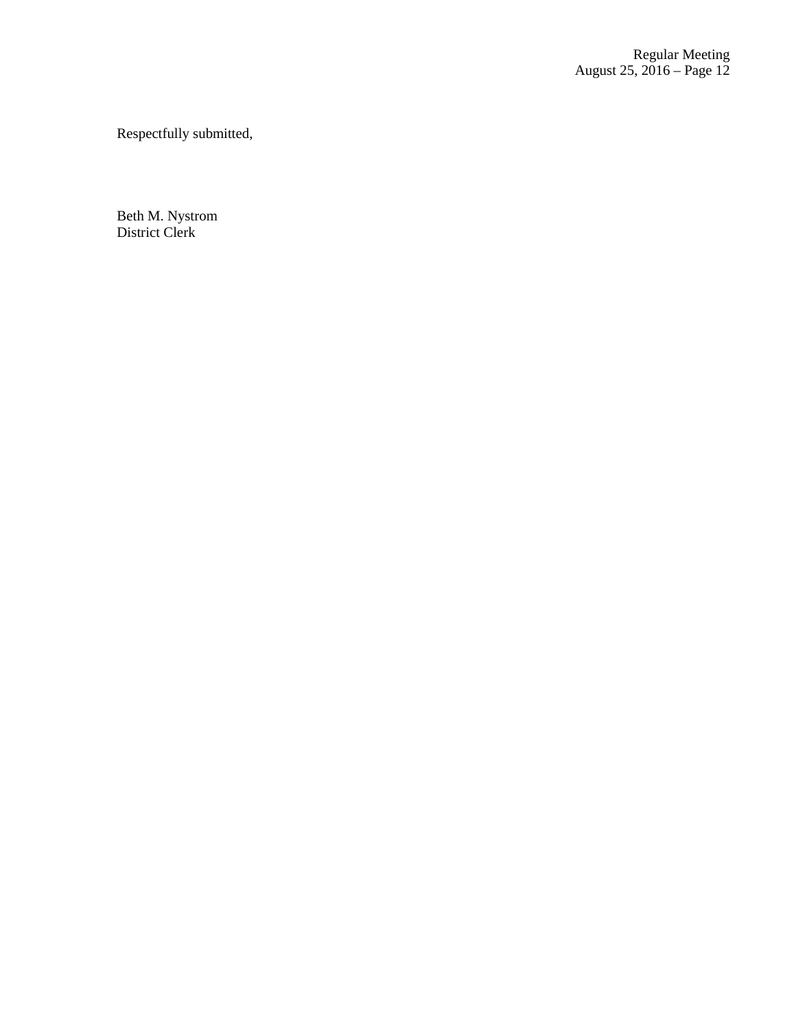Respectfully submitted,

Beth M. Nystrom
District Clerk